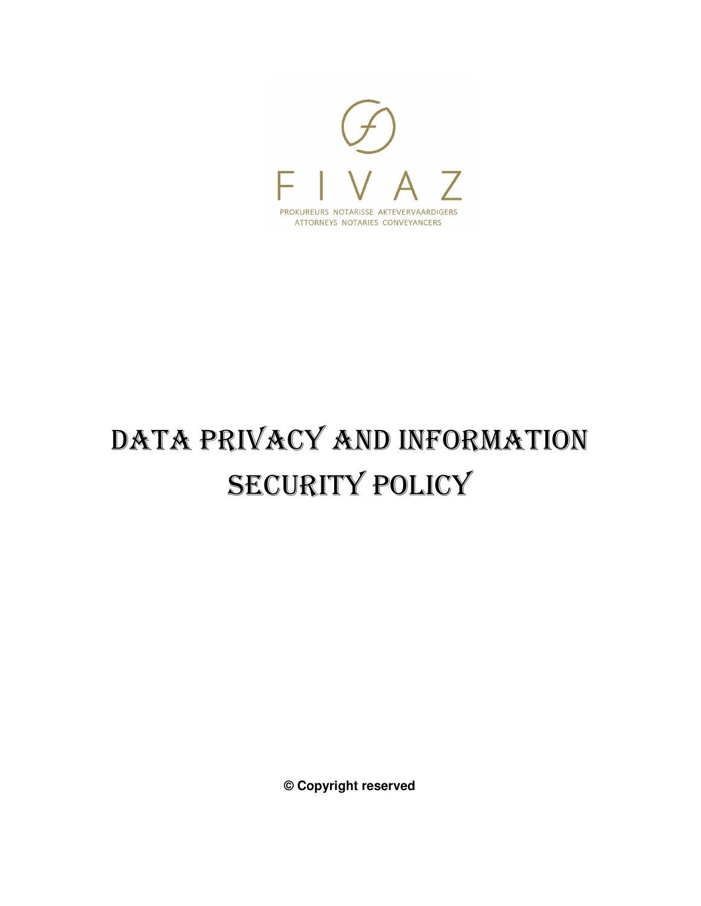FIVAZ

PROKUREURS NOTARISSE AKTEVERVAARDIGERS
ATTORNEYS NOTARIES CONVEYANCERS

# DATA PRIVACY AND INFORMATION SECURITY POLICY

**© Copyright reserved**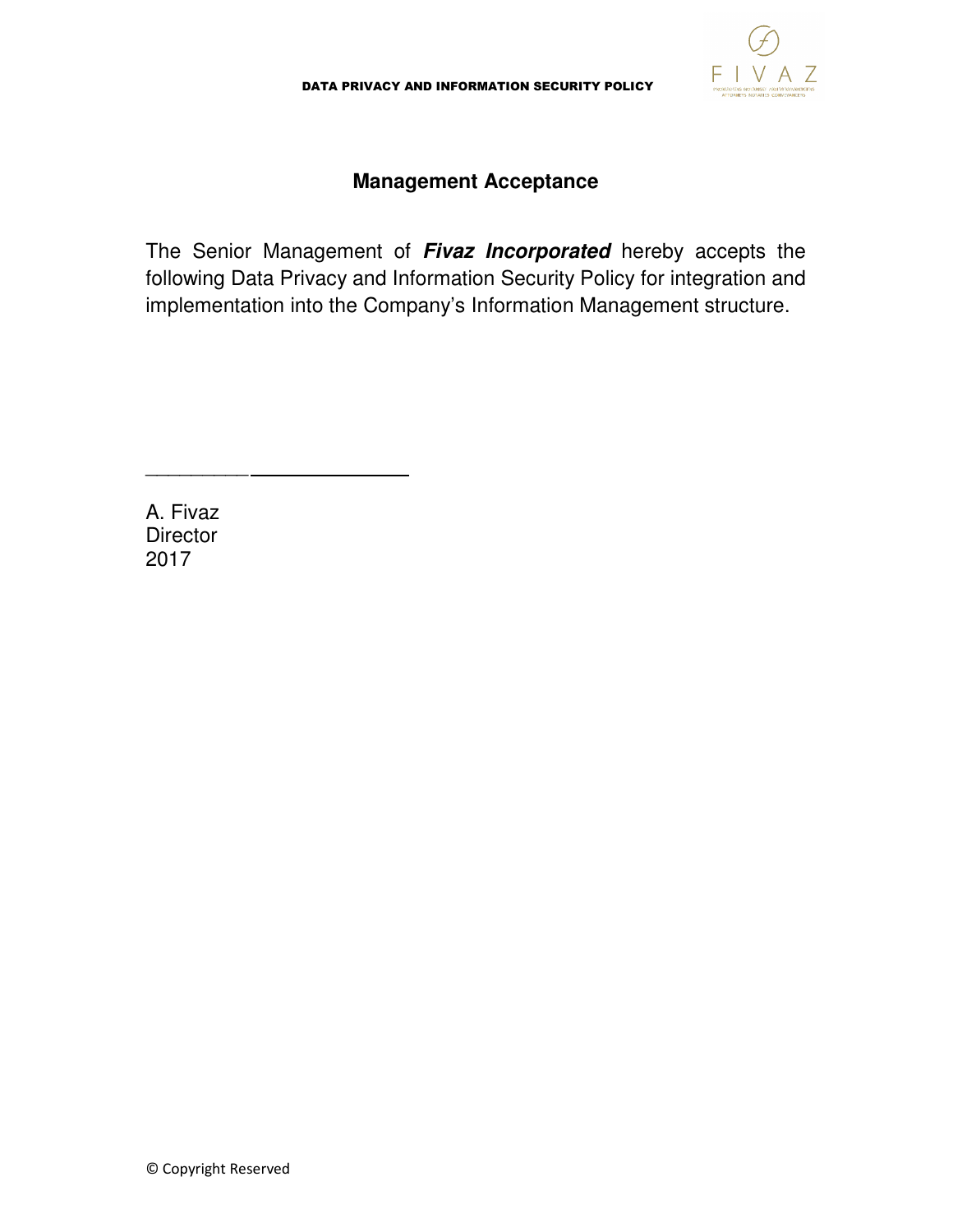## Management Acceptance

The Senior Management of ***Fivaz Incorporated*** hereby accepts the following Data Privacy and Information Security Policy for integration and implementation into the Company's Information Management structure.

\_\_\_\_\_\_\_\_\_\_\_\_\_\_\_\_\_\_\_\_\_\_\_\_\_\_\_\_\_\_

A. Fivaz
Director
2017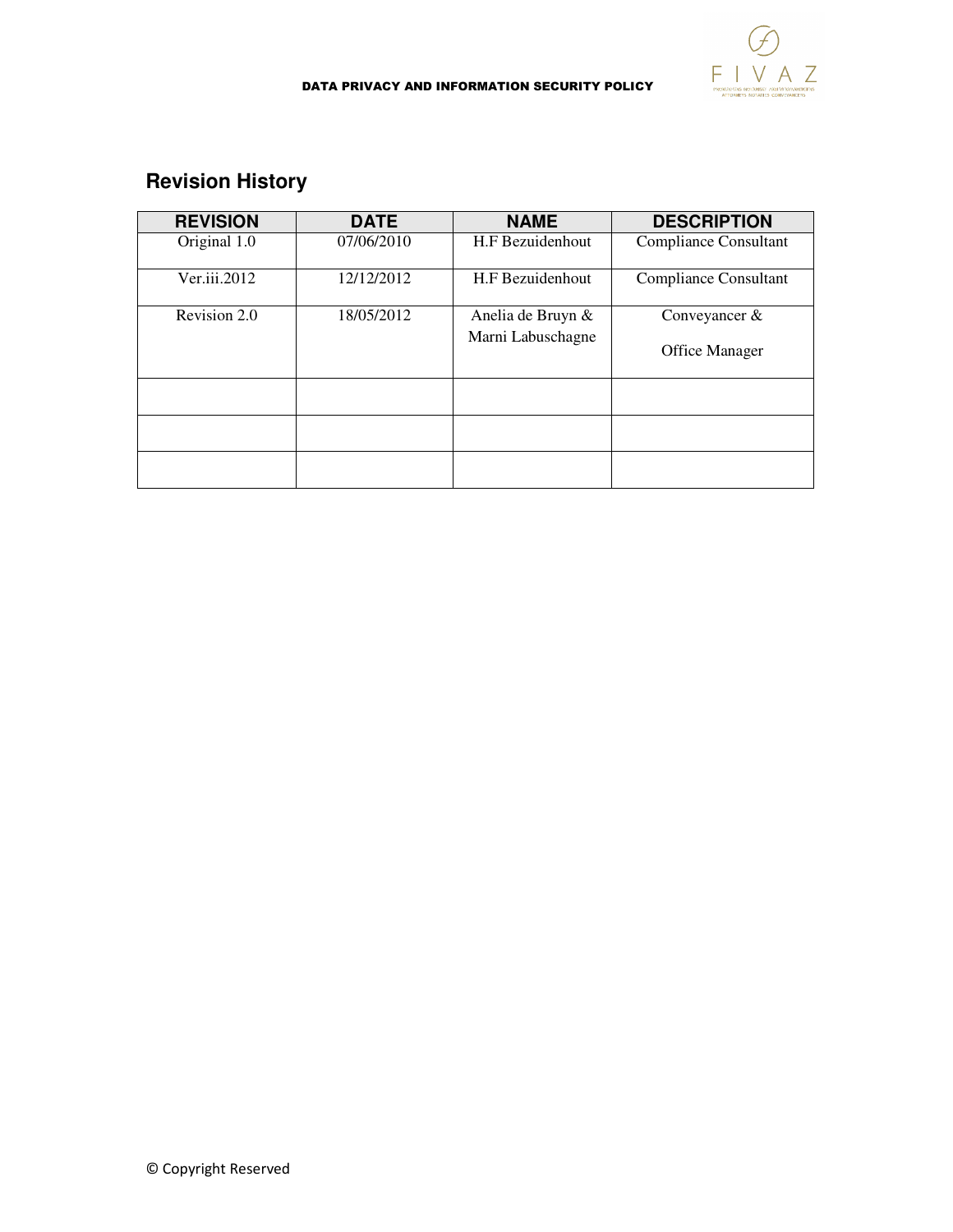## Revision History

| REVISION | DATE | NAME | DESCRIPTION |
|---|---|---|---|
| Original 1.0 | 07/06/2010 | H.F Bezuidenhout | Compliance Consultant |
| Ver.iii.2012 | 12/12/2012 | H.F Bezuidenhout | Compliance Consultant |
| Revision 2.0 | 18/05/2012 | Anelia de Bruyn & Marni Labuschagne | Conveyancer & Office Manager |
| | | | |
| | | | |
| | | | |

© Copyright Reserved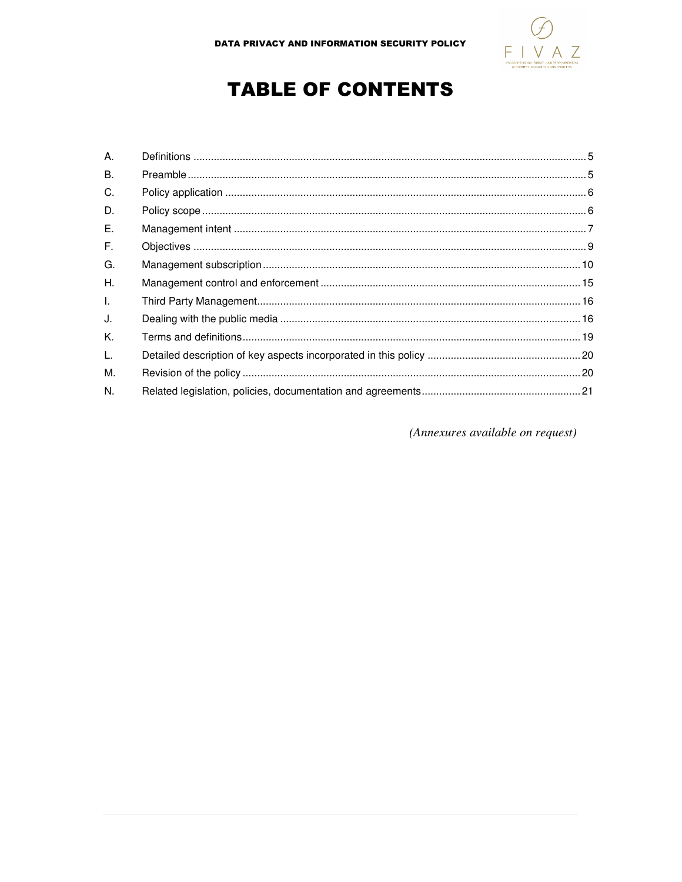# TABLE OF CONTENTS

| | | |
|---|---|---|
| A. | Definitions | 5 |
| B. | Preamble | 5 |
| C. | Policy application | 6 |
| D. | Policy scope | 6 |
| E. | Management intent | 7 |
| F. | Objectives | 9 |
| G. | Management subscription | 10 |
| H. | Management control and enforcement | 15 |
| I. | Third Party Management | 16 |
| J. | Dealing with the public media | 16 |
| K. | Terms and definitions | 19 |
| L. | Detailed description of key aspects incorporated in this policy | 20 |
| M. | Revision of the policy | 20 |
| N. | Related legislation, policies, documentation and agreements | 21 |

*(Annexures available on request)*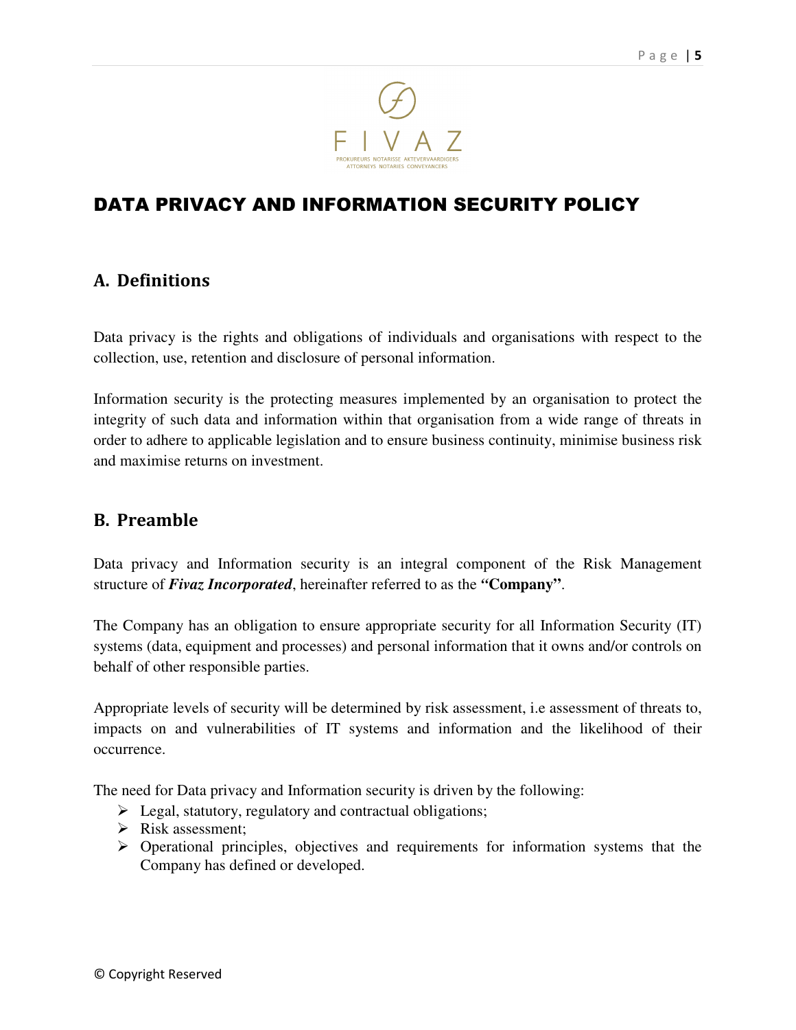FIVAZ

PROKUREURS NOTARISSE AKTEVERVAARDIGERS
ATTORNEYS NOTARIES CONVEYANCERS

# DATA PRIVACY AND INFORMATION SECURITY POLICY

## A. Definitions

Data privacy is the rights and obligations of individuals and organisations with respect to the collection, use, retention and disclosure of personal information.

Information security is the protecting measures implemented by an organisation to protect the integrity of such data and information within that organisation from a wide range of threats in order to adhere to applicable legislation and to ensure business continuity, minimise business risk and maximise returns on investment.

## B. Preamble

Data privacy and Information security is an integral component of the Risk Management structure of ***Fivaz Incorporated***, hereinafter referred to as the **"Company"**.

The Company has an obligation to ensure appropriate security for all Information Security (IT) systems (data, equipment and processes) and personal information that it owns and/or controls on behalf of other responsible parties.

Appropriate levels of security will be determined by risk assessment, i.e assessment of threats to, impacts on and vulnerabilities of IT systems and information and the likelihood of their occurrence.

The need for Data privacy and Information security is driven by the following:

- Legal, statutory, regulatory and contractual obligations;
- Risk assessment;
- Operational principles, objectives and requirements for information systems that the Company has defined or developed.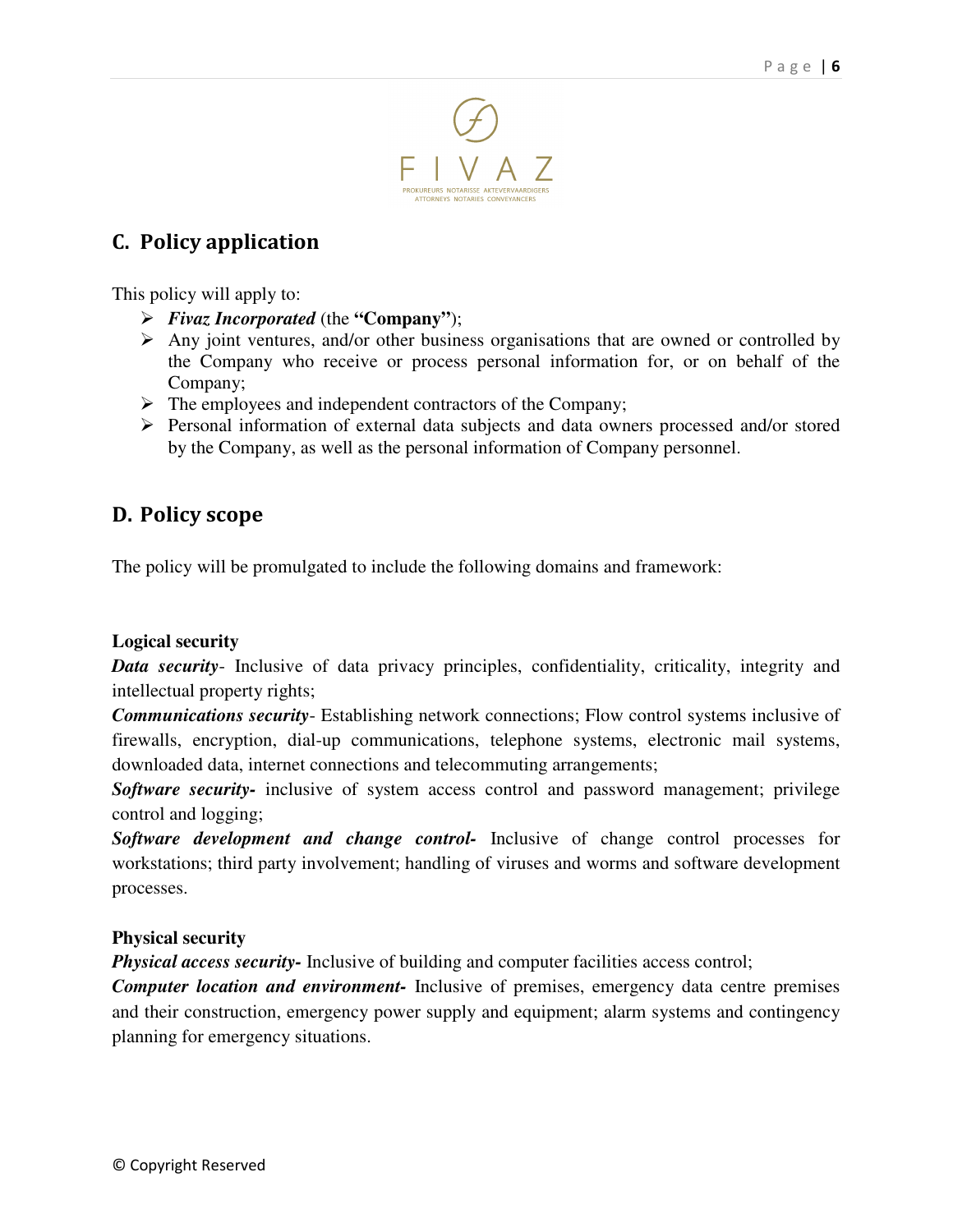## C. Policy application

This policy will apply to:

- ***Fivaz Incorporated*** (the **"Company"**);
- Any joint ventures, and/or other business organisations that are owned or controlled by the Company who receive or process personal information for, or on behalf of the Company;
- The employees and independent contractors of the Company;
- Personal information of external data subjects and data owners processed and/or stored by the Company, as well as the personal information of Company personnel.

## D. Policy scope

The policy will be promulgated to include the following domains and framework:

**Logical security**

***Data security***- Inclusive of data privacy principles, confidentiality, criticality, integrity and intellectual property rights;

***Communications security***- Establishing network connections; Flow control systems inclusive of firewalls, encryption, dial-up communications, telephone systems, electronic mail systems, downloaded data, internet connections and telecommuting arrangements;

***Software security-*** inclusive of system access control and password management; privilege control and logging;

***Software development and change control-*** Inclusive of change control processes for workstations; third party involvement; handling of viruses and worms and software development processes.

**Physical security**

***Physical access security-*** Inclusive of building and computer facilities access control;

***Computer location and environment-*** Inclusive of premises, emergency data centre premises and their construction, emergency power supply and equipment; alarm systems and contingency planning for emergency situations.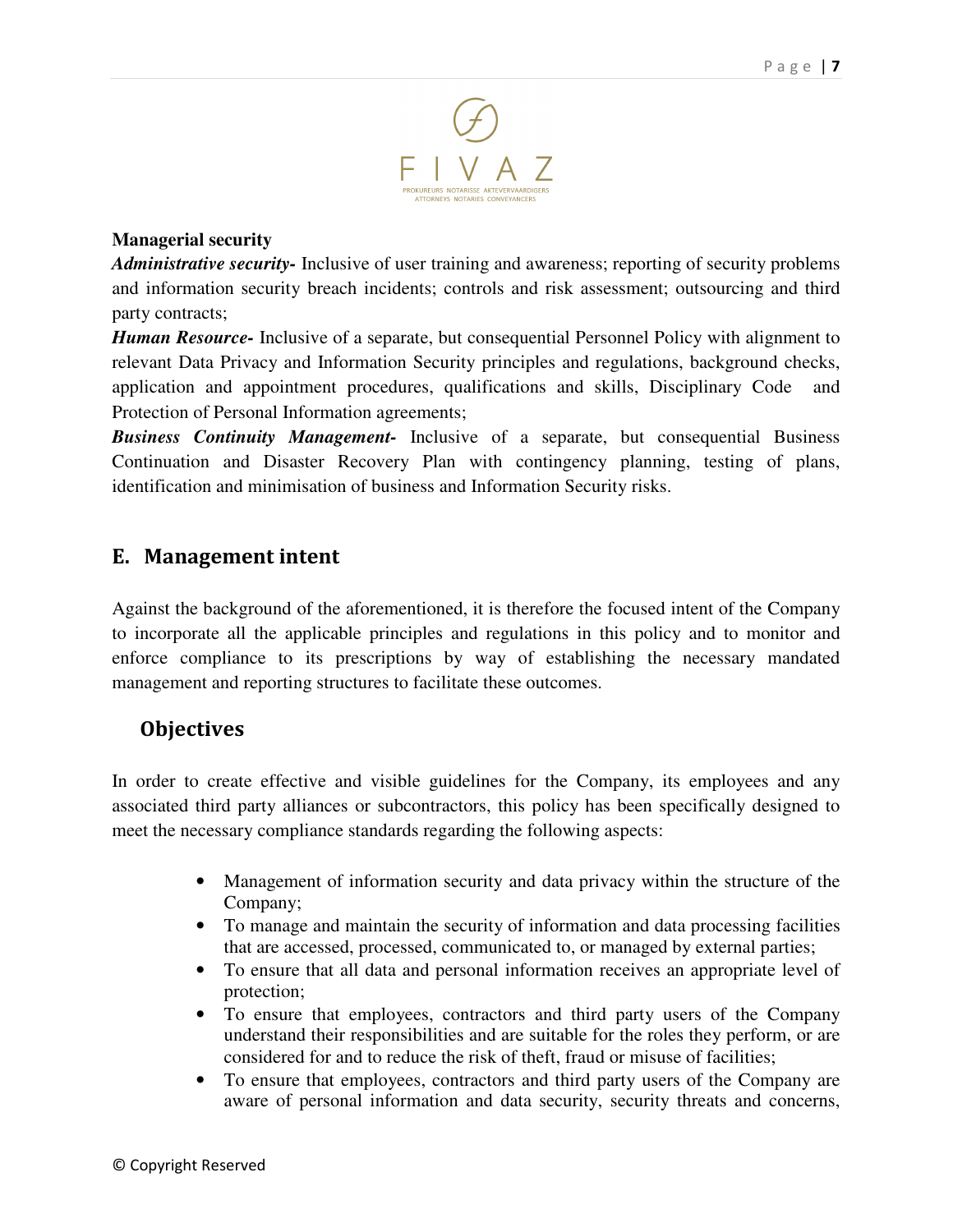**Managerial security**

***Administrative security-*** Inclusive of user training and awareness; reporting of security problems and information security breach incidents; controls and risk assessment; outsourcing and third party contracts;

***Human Resource-*** Inclusive of a separate, but consequential Personnel Policy with alignment to relevant Data Privacy and Information Security principles and regulations, background checks, application and appointment procedures, qualifications and skills, Disciplinary Code and Protection of Personal Information agreements;

***Business Continuity Management-*** Inclusive of a separate, but consequential Business Continuation and Disaster Recovery Plan with contingency planning, testing of plans, identification and minimisation of business and Information Security risks.

## E. Management intent

Against the background of the aforementioned, it is therefore the focused intent of the Company to incorporate all the applicable principles and regulations in this policy and to monitor and enforce compliance to its prescriptions by way of establishing the necessary mandated management and reporting structures to facilitate these outcomes.

### Objectives

In order to create effective and visible guidelines for the Company, its employees and any associated third party alliances or subcontractors, this policy has been specifically designed to meet the necessary compliance standards regarding the following aspects:

- Management of information security and data privacy within the structure of the Company;
- To manage and maintain the security of information and data processing facilities that are accessed, processed, communicated to, or managed by external parties;
- To ensure that all data and personal information receives an appropriate level of protection;
- To ensure that employees, contractors and third party users of the Company understand their responsibilities and are suitable for the roles they perform, or are considered for and to reduce the risk of theft, fraud or misuse of facilities;
- To ensure that employees, contractors and third party users of the Company are aware of personal information and data security, security threats and concerns,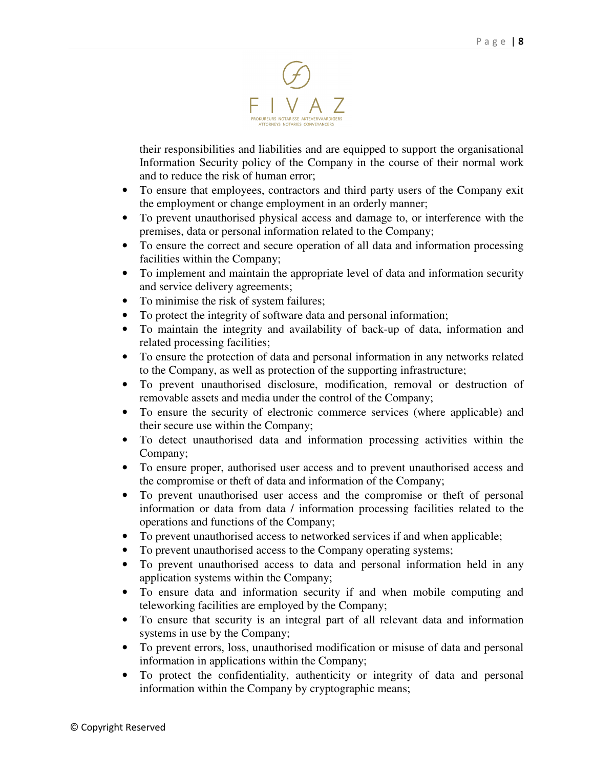their responsibilities and liabilities and are equipped to support the organisational Information Security policy of the Company in the course of their normal work and to reduce the risk of human error;

- To ensure that employees, contractors and third party users of the Company exit the employment or change employment in an orderly manner;
- To prevent unauthorised physical access and damage to, or interference with the premises, data or personal information related to the Company;
- To ensure the correct and secure operation of all data and information processing facilities within the Company;
- To implement and maintain the appropriate level of data and information security and service delivery agreements;
- To minimise the risk of system failures;
- To protect the integrity of software data and personal information;
- To maintain the integrity and availability of back-up of data, information and related processing facilities;
- To ensure the protection of data and personal information in any networks related to the Company, as well as protection of the supporting infrastructure;
- To prevent unauthorised disclosure, modification, removal or destruction of removable assets and media under the control of the Company;
- To ensure the security of electronic commerce services (where applicable) and their secure use within the Company;
- To detect unauthorised data and information processing activities within the Company;
- To ensure proper, authorised user access and to prevent unauthorised access and the compromise or theft of data and information of the Company;
- To prevent unauthorised user access and the compromise or theft of personal information or data from data / information processing facilities related to the operations and functions of the Company;
- To prevent unauthorised access to networked services if and when applicable;
- To prevent unauthorised access to the Company operating systems;
- To prevent unauthorised access to data and personal information held in any application systems within the Company;
- To ensure data and information security if and when mobile computing and teleworking facilities are employed by the Company;
- To ensure that security is an integral part of all relevant data and information systems in use by the Company;
- To prevent errors, loss, unauthorised modification or misuse of data and personal information in applications within the Company;
- To protect the confidentiality, authenticity or integrity of data and personal information within the Company by cryptographic means;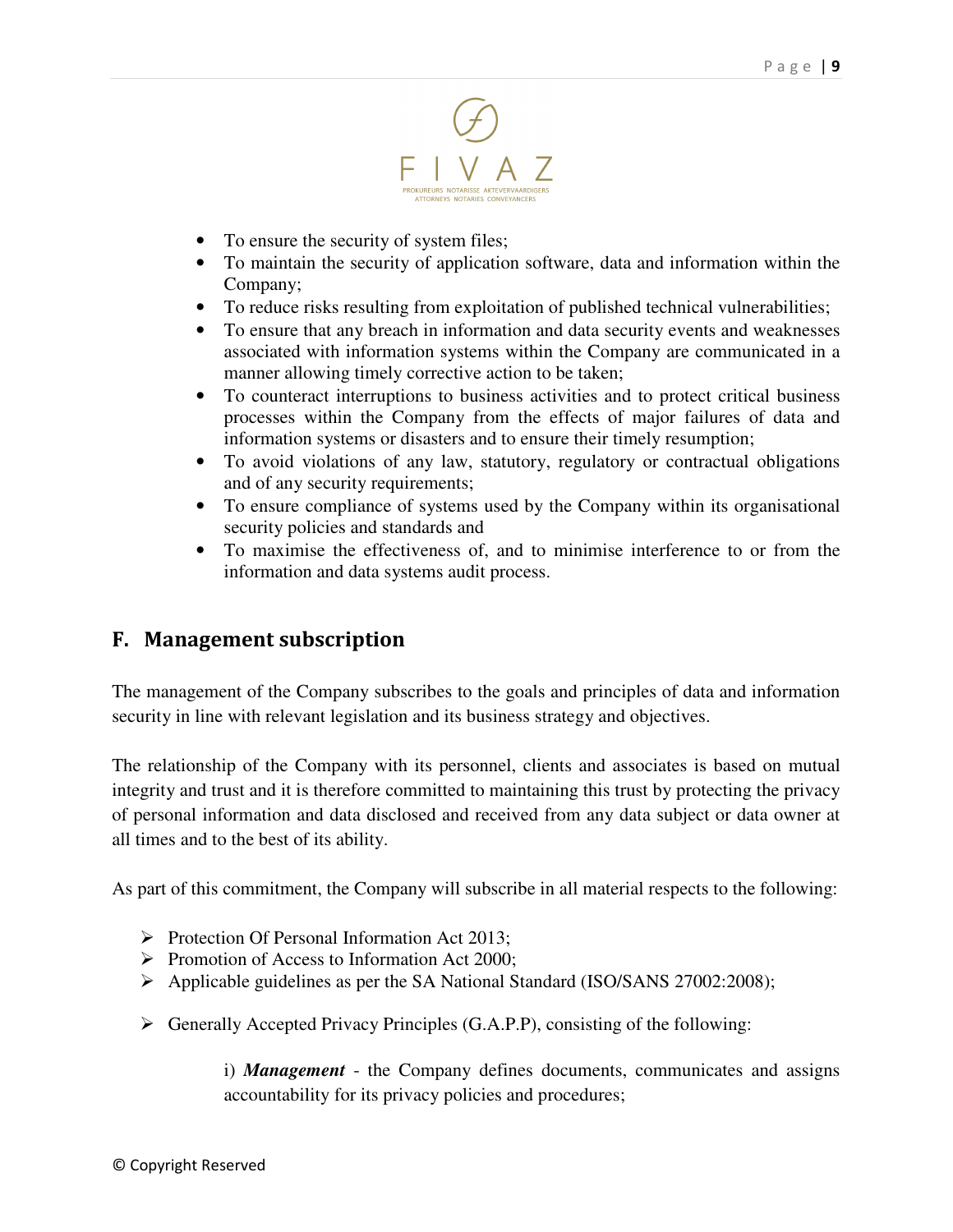- To ensure the security of system files;
- To maintain the security of application software, data and information within the Company;
- To reduce risks resulting from exploitation of published technical vulnerabilities;
- To ensure that any breach in information and data security events and weaknesses associated with information systems within the Company are communicated in a manner allowing timely corrective action to be taken;
- To counteract interruptions to business activities and to protect critical business processes within the Company from the effects of major failures of data and information systems or disasters and to ensure their timely resumption;
- To avoid violations of any law, statutory, regulatory or contractual obligations and of any security requirements;
- To ensure compliance of systems used by the Company within its organisational security policies and standards and
- To maximise the effectiveness of, and to minimise interference to or from the information and data systems audit process.

## F. Management subscription

The management of the Company subscribes to the goals and principles of data and information security in line with relevant legislation and its business strategy and objectives.

The relationship of the Company with its personnel, clients and associates is based on mutual integrity and trust and it is therefore committed to maintaining this trust by protecting the privacy of personal information and data disclosed and received from any data subject or data owner at all times and to the best of its ability.

As part of this commitment, the Company will subscribe in all material respects to the following:

- Protection Of Personal Information Act 2013;
- Promotion of Access to Information Act 2000;
- Applicable guidelines as per the SA National Standard (ISO/SANS 27002:2008);
- Generally Accepted Privacy Principles (G.A.P.P), consisting of the following:

  i) ***Management*** - the Company defines documents, communicates and assigns accountability for its privacy policies and procedures;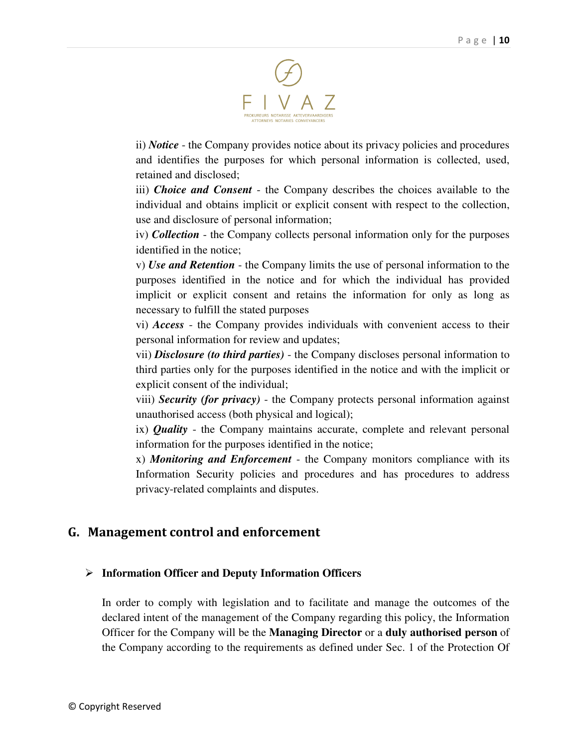ii) ***Notice*** - the Company provides notice about its privacy policies and procedures and identifies the purposes for which personal information is collected, used, retained and disclosed;

iii) ***Choice and Consent*** - the Company describes the choices available to the individual and obtains implicit or explicit consent with respect to the collection, use and disclosure of personal information;

iv) ***Collection*** - the Company collects personal information only for the purposes identified in the notice;

v) ***Use and Retention*** - the Company limits the use of personal information to the purposes identified in the notice and for which the individual has provided implicit or explicit consent and retains the information for only as long as necessary to fulfill the stated purposes

vi) ***Access*** - the Company provides individuals with convenient access to their personal information for review and updates;

vii) ***Disclosure (to third parties)*** - the Company discloses personal information to third parties only for the purposes identified in the notice and with the implicit or explicit consent of the individual;

viii) ***Security (for privacy)*** - the Company protects personal information against unauthorised access (both physical and logical);

ix) ***Quality*** - the Company maintains accurate, complete and relevant personal information for the purposes identified in the notice;

x) ***Monitoring and Enforcement*** - the Company monitors compliance with its Information Security policies and procedures and has procedures to address privacy-related complaints and disputes.

## G. Management control and enforcement

- **Information Officer and Deputy Information Officers**

In order to comply with legislation and to facilitate and manage the outcomes of the declared intent of the management of the Company regarding this policy, the Information Officer for the Company will be the **Managing Director** or a **duly authorised person** of the Company according to the requirements as defined under Sec. 1 of the Protection Of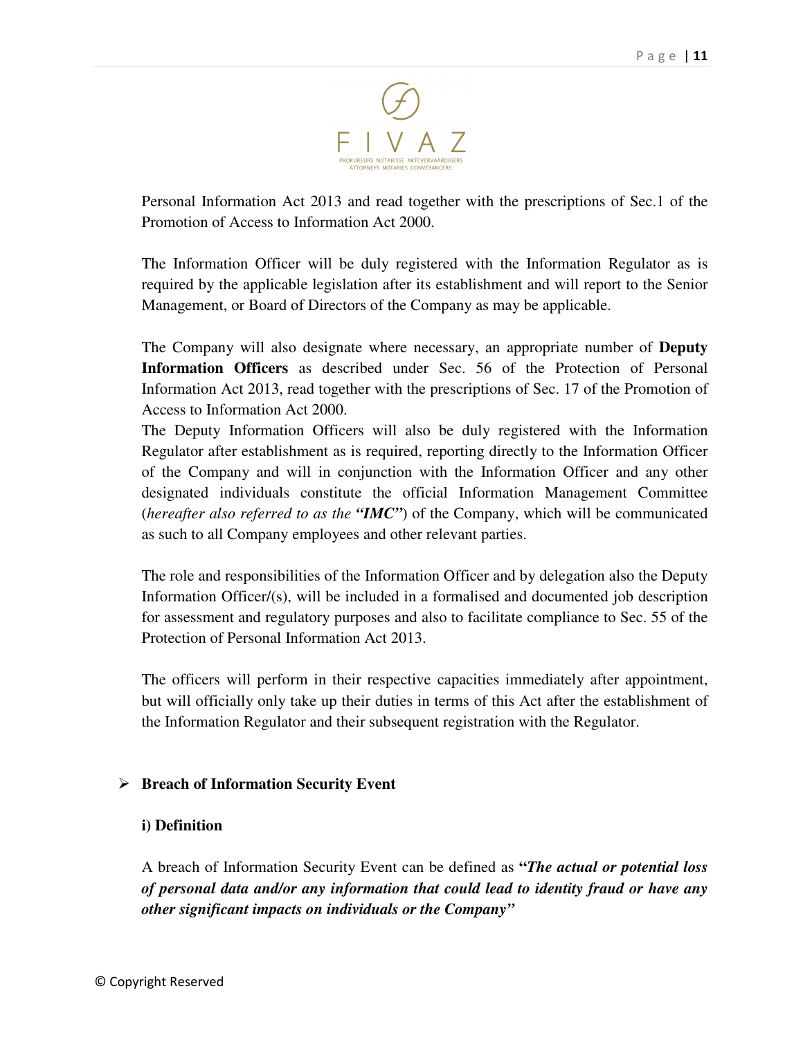Personal Information Act 2013 and read together with the prescriptions of Sec.1 of the Promotion of Access to Information Act 2000.

The Information Officer will be duly registered with the Information Regulator as is required by the applicable legislation after its establishment and will report to the Senior Management, or Board of Directors of the Company as may be applicable.

The Company will also designate where necessary, an appropriate number of **Deputy Information Officers** as described under Sec. 56 of the Protection of Personal Information Act 2013, read together with the prescriptions of Sec. 17 of the Promotion of Access to Information Act 2000.
The Deputy Information Officers will also be duly registered with the Information Regulator after establishment as is required, reporting directly to the Information Officer of the Company and will in conjunction with the Information Officer and any other designated individuals constitute the official Information Management Committee (*hereafter also referred to as the **"IMC"***) of the Company, which will be communicated as such to all Company employees and other relevant parties.

The role and responsibilities of the Information Officer and by delegation also the Deputy Information Officer/(s), will be included in a formalised and documented job description for assessment and regulatory purposes and also to facilitate compliance to Sec. 55 of the Protection of Personal Information Act 2013.

The officers will perform in their respective capacities immediately after appointment, but will officially only take up their duties in terms of this Act after the establishment of the Information Regulator and their subsequent registration with the Regulator.

- **Breach of Information Security Event**

**i) Definition**

A breach of Information Security Event can be defined as **"*The actual or potential loss of personal data and/or any information that could lead to identity fraud or have any other significant impacts on individuals or the Company*"**

© Copyright Reserved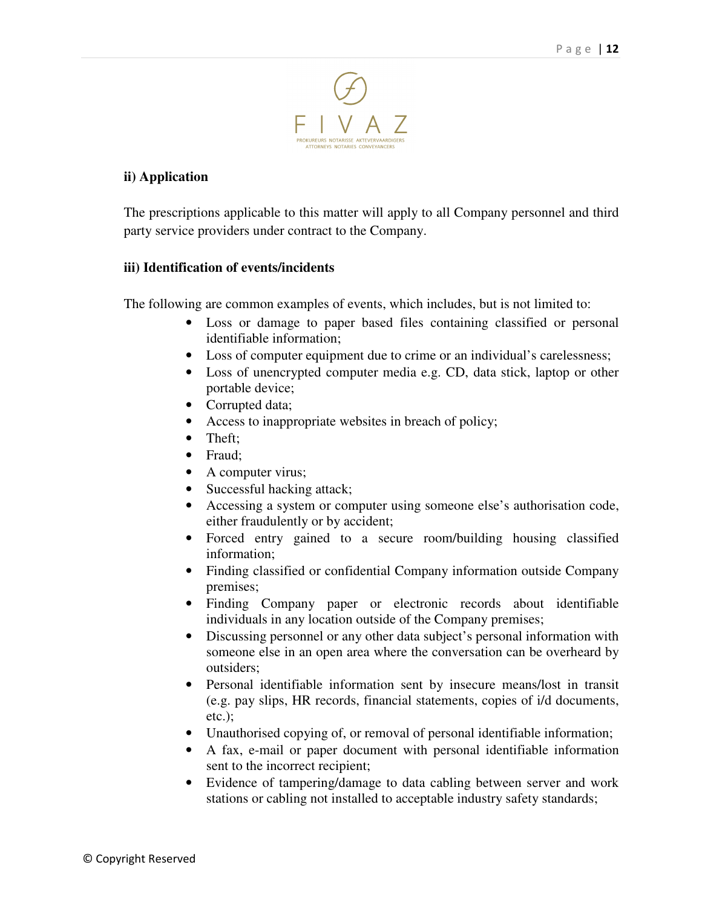**ii) Application**

The prescriptions applicable to this matter will apply to all Company personnel and third party service providers under contract to the Company.

**iii) Identification of events/incidents**

The following are common examples of events, which includes, but is not limited to:

- Loss or damage to paper based files containing classified or personal identifiable information;
- Loss of computer equipment due to crime or an individual's carelessness;
- Loss of unencrypted computer media e.g. CD, data stick, laptop or other portable device;
- Corrupted data;
- Access to inappropriate websites in breach of policy;
- Theft;
- Fraud;
- A computer virus;
- Successful hacking attack;
- Accessing a system or computer using someone else's authorisation code, either fraudulently or by accident;
- Forced entry gained to a secure room/building housing classified information;
- Finding classified or confidential Company information outside Company premises;
- Finding Company paper or electronic records about identifiable individuals in any location outside of the Company premises;
- Discussing personnel or any other data subject's personal information with someone else in an open area where the conversation can be overheard by outsiders;
- Personal identifiable information sent by insecure means/lost in transit (e.g. pay slips, HR records, financial statements, copies of i/d documents, etc.);
- Unauthorised copying of, or removal of personal identifiable information;
- A fax, e-mail or paper document with personal identifiable information sent to the incorrect recipient;
- Evidence of tampering/damage to data cabling between server and work stations or cabling not installed to acceptable industry safety standards;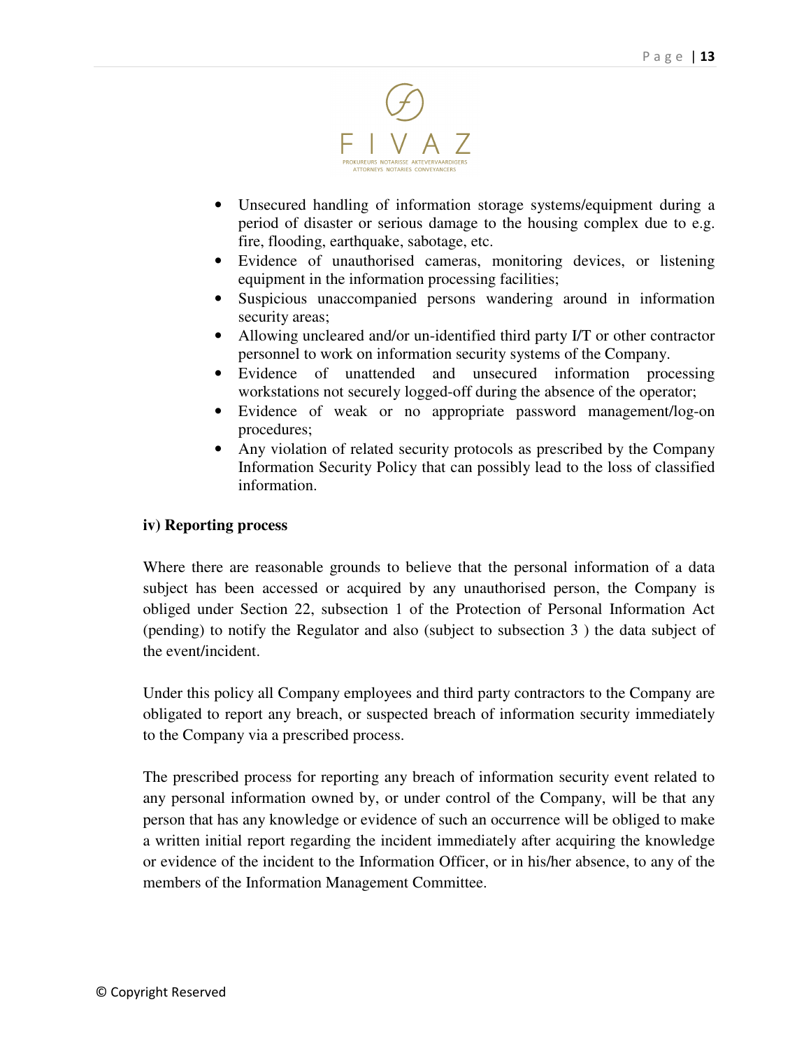- Unsecured handling of information storage systems/equipment during a period of disaster or serious damage to the housing complex due to e.g. fire, flooding, earthquake, sabotage, etc.
- Evidence of unauthorised cameras, monitoring devices, or listening equipment in the information processing facilities;
- Suspicious unaccompanied persons wandering around in information security areas;
- Allowing uncleared and/or un-identified third party I/T or other contractor personnel to work on information security systems of the Company.
- Evidence of unattended and unsecured information processing workstations not securely logged-off during the absence of the operator;
- Evidence of weak or no appropriate password management/log-on procedures;
- Any violation of related security protocols as prescribed by the Company Information Security Policy that can possibly lead to the loss of classified information.

**iv) Reporting process**

Where there are reasonable grounds to believe that the personal information of a data subject has been accessed or acquired by any unauthorised person, the Company is obliged under Section 22, subsection 1 of the Protection of Personal Information Act (pending) to notify the Regulator and also (subject to subsection 3 ) the data subject of the event/incident.

Under this policy all Company employees and third party contractors to the Company are obligated to report any breach, or suspected breach of information security immediately to the Company via a prescribed process.

The prescribed process for reporting any breach of information security event related to any personal information owned by, or under control of the Company, will be that any person that has any knowledge or evidence of such an occurrence will be obliged to make a written initial report regarding the incident immediately after acquiring the knowledge or evidence of the incident to the Information Officer, or in his/her absence, to any of the members of the Information Management Committee.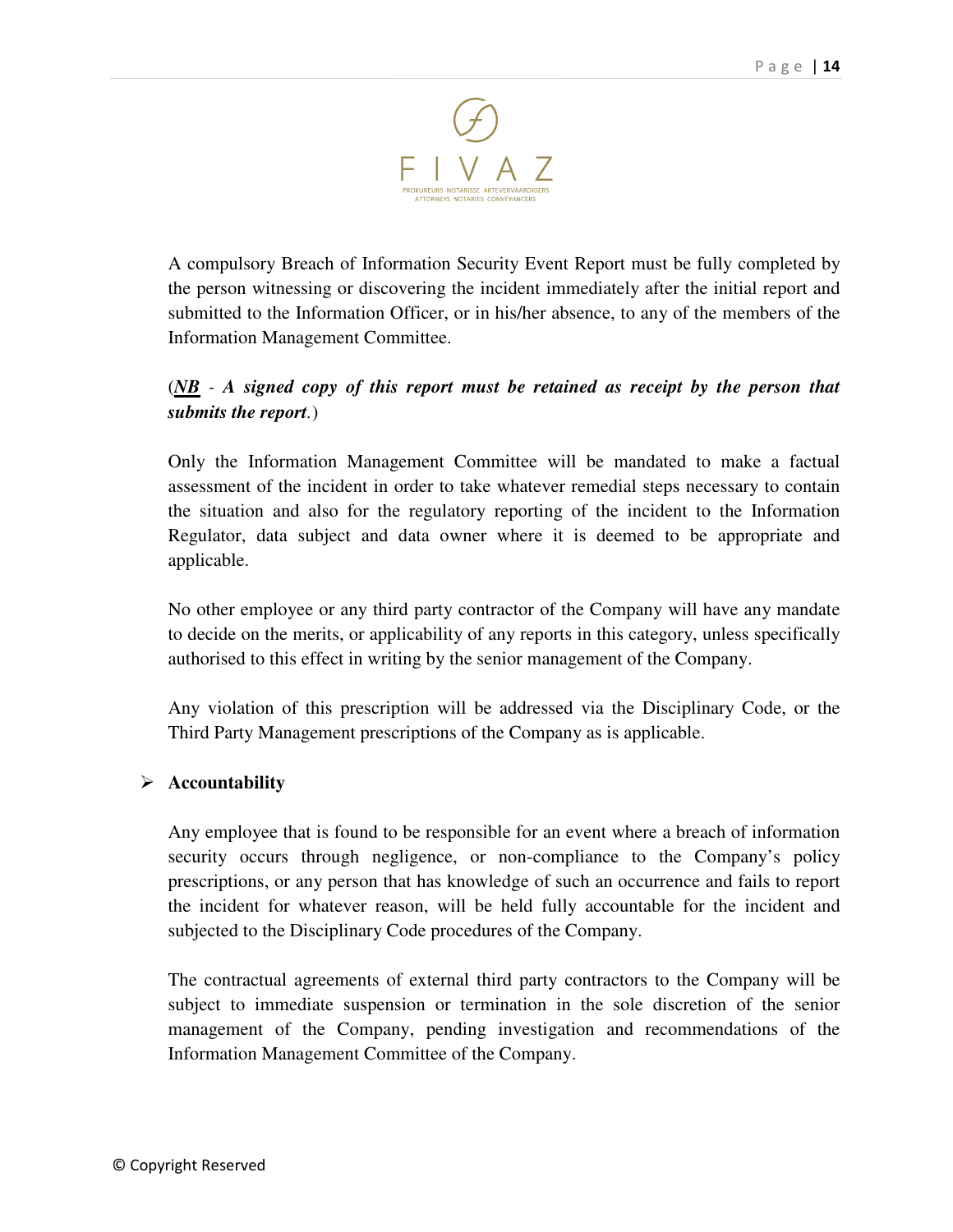A compulsory Breach of Information Security Event Report must be fully completed by the person witnessing or discovering the incident immediately after the initial report and submitted to the Information Officer, or in his/her absence, to any of the members of the Information Management Committee.

(***NB*** - ***A signed copy of this report must be retained as receipt by the person that submits the report***.)

Only the Information Management Committee will be mandated to make a factual assessment of the incident in order to take whatever remedial steps necessary to contain the situation and also for the regulatory reporting of the incident to the Information Regulator, data subject and data owner where it is deemed to be appropriate and applicable.

No other employee or any third party contractor of the Company will have any mandate to decide on the merits, or applicability of any reports in this category, unless specifically authorised to this effect in writing by the senior management of the Company.

Any violation of this prescription will be addressed via the Disciplinary Code, or the Third Party Management prescriptions of the Company as is applicable.

- **Accountability**

Any employee that is found to be responsible for an event where a breach of information security occurs through negligence, or non-compliance to the Company's policy prescriptions, or any person that has knowledge of such an occurrence and fails to report the incident for whatever reason, will be held fully accountable for the incident and subjected to the Disciplinary Code procedures of the Company.

The contractual agreements of external third party contractors to the Company will be subject to immediate suspension or termination in the sole discretion of the senior management of the Company, pending investigation and recommendations of the Information Management Committee of the Company.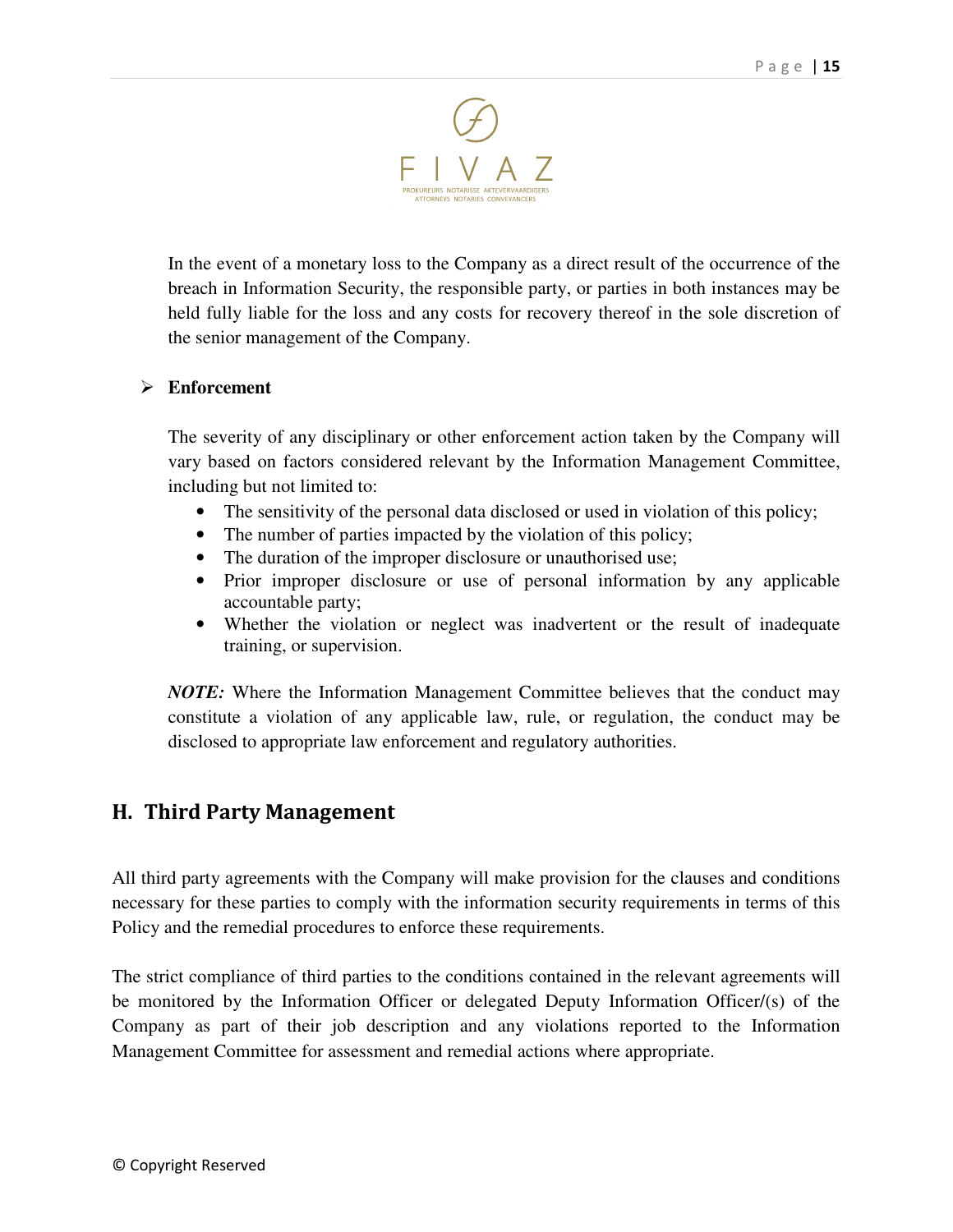In the event of a monetary loss to the Company as a direct result of the occurrence of the breach in Information Security, the responsible party, or parties in both instances may be held fully liable for the loss and any costs for recovery thereof in the sole discretion of the senior management of the Company.

➢ **Enforcement**

The severity of any disciplinary or other enforcement action taken by the Company will vary based on factors considered relevant by the Information Management Committee, including but not limited to:

- The sensitivity of the personal data disclosed or used in violation of this policy;
- The number of parties impacted by the violation of this policy;
- The duration of the improper disclosure or unauthorised use;
- Prior improper disclosure or use of personal information by any applicable accountable party;
- Whether the violation or neglect was inadvertent or the result of inadequate training, or supervision.

***NOTE:*** Where the Information Management Committee believes that the conduct may constitute a violation of any applicable law, rule, or regulation, the conduct may be disclosed to appropriate law enforcement and regulatory authorities.

## H. Third Party Management

All third party agreements with the Company will make provision for the clauses and conditions necessary for these parties to comply with the information security requirements in terms of this Policy and the remedial procedures to enforce these requirements.

The strict compliance of third parties to the conditions contained in the relevant agreements will be monitored by the Information Officer or delegated Deputy Information Officer/(s) of the Company as part of their job description and any violations reported to the Information Management Committee for assessment and remedial actions where appropriate.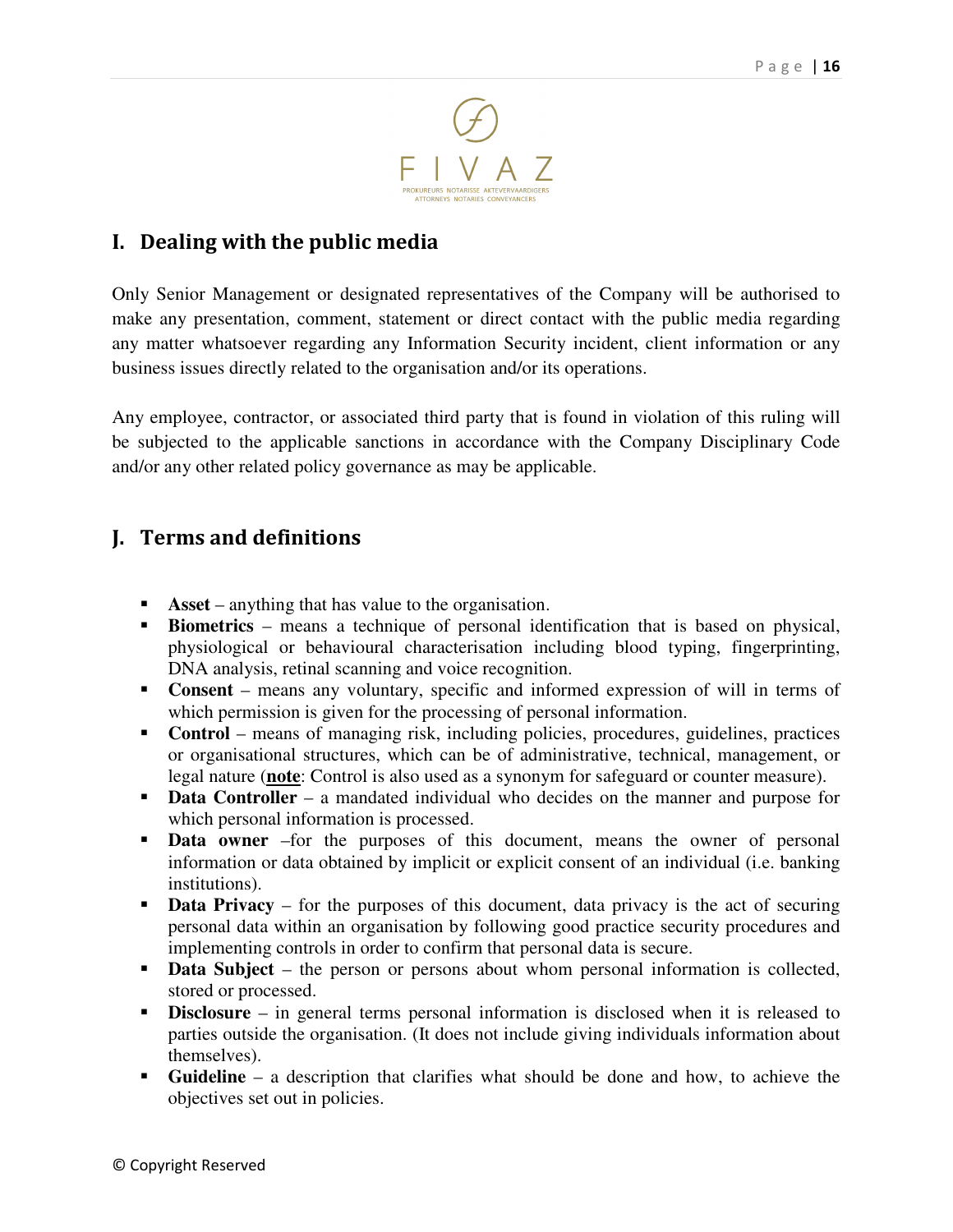## I. Dealing with the public media

Only Senior Management or designated representatives of the Company will be authorised to make any presentation, comment, statement or direct contact with the public media regarding any matter whatsoever regarding any Information Security incident, client information or any business issues directly related to the organisation and/or its operations.

Any employee, contractor, or associated third party that is found in violation of this ruling will be subjected to the applicable sanctions in accordance with the Company Disciplinary Code and/or any other related policy governance as may be applicable.

## J. Terms and definitions

- **Asset** – anything that has value to the organisation.
- **Biometrics** – means a technique of personal identification that is based on physical, physiological or behavioural characterisation including blood typing, fingerprinting, DNA analysis, retinal scanning and voice recognition.
- **Consent** – means any voluntary, specific and informed expression of will in terms of which permission is given for the processing of personal information.
- **Control** – means of managing risk, including policies, procedures, guidelines, practices or organisational structures, which can be of administrative, technical, management, or legal nature (**note**: Control is also used as a synonym for safeguard or counter measure).
- **Data Controller** – a mandated individual who decides on the manner and purpose for which personal information is processed.
- **Data owner** –for the purposes of this document, means the owner of personal information or data obtained by implicit or explicit consent of an individual (i.e. banking institutions).
- **Data Privacy** – for the purposes of this document, data privacy is the act of securing personal data within an organisation by following good practice security procedures and implementing controls in order to confirm that personal data is secure.
- **Data Subject** – the person or persons about whom personal information is collected, stored or processed.
- **Disclosure** – in general terms personal information is disclosed when it is released to parties outside the organisation. (It does not include giving individuals information about themselves).
- **Guideline** – a description that clarifies what should be done and how, to achieve the objectives set out in policies.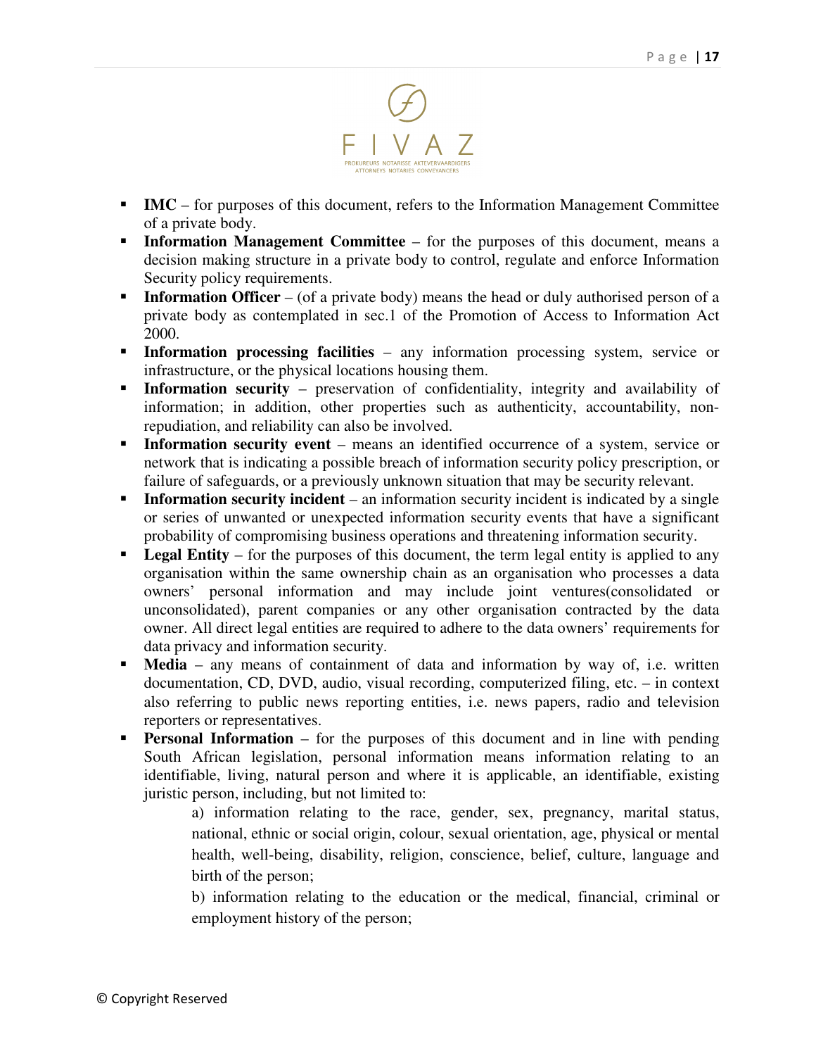- **IMC** – for purposes of this document, refers to the Information Management Committee of a private body.
- **Information Management Committee** – for the purposes of this document, means a decision making structure in a private body to control, regulate and enforce Information Security policy requirements.
- **Information Officer** – (of a private body) means the head or duly authorised person of a private body as contemplated in sec.1 of the Promotion of Access to Information Act 2000.
- **Information processing facilities** – any information processing system, service or infrastructure, or the physical locations housing them.
- **Information security** – preservation of confidentiality, integrity and availability of information; in addition, other properties such as authenticity, accountability, non-repudiation, and reliability can also be involved.
- **Information security event** – means an identified occurrence of a system, service or network that is indicating a possible breach of information security policy prescription, or failure of safeguards, or a previously unknown situation that may be security relevant.
- **Information security incident** – an information security incident is indicated by a single or series of unwanted or unexpected information security events that have a significant probability of compromising business operations and threatening information security.
- **Legal Entity** – for the purposes of this document, the term legal entity is applied to any organisation within the same ownership chain as an organisation who processes a data owners' personal information and may include joint ventures(consolidated or unconsolidated), parent companies or any other organisation contracted by the data owner. All direct legal entities are required to adhere to the data owners' requirements for data privacy and information security.
- **Media** – any means of containment of data and information by way of, i.e. written documentation, CD, DVD, audio, visual recording, computerized filing, etc. – in context also referring to public news reporting entities, i.e. news papers, radio and television reporters or representatives.
- **Personal Information** – for the purposes of this document and in line with pending South African legislation, personal information means information relating to an identifiable, living, natural person and where it is applicable, an identifiable, existing juristic person, including, but not limited to:

  a) information relating to the race, gender, sex, pregnancy, marital status, national, ethnic or social origin, colour, sexual orientation, age, physical or mental health, well-being, disability, religion, conscience, belief, culture, language and birth of the person;

  b) information relating to the education or the medical, financial, criminal or employment history of the person;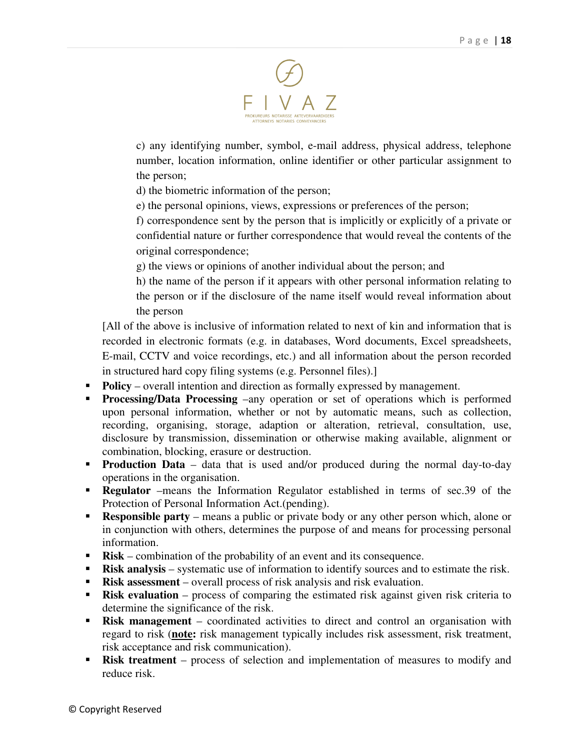c) any identifying number, symbol, e-mail address, physical address, telephone number, location information, online identifier or other particular assignment to the person;

d) the biometric information of the person;

e) the personal opinions, views, expressions or preferences of the person;

f) correspondence sent by the person that is implicitly or explicitly of a private or confidential nature or further correspondence that would reveal the contents of the original correspondence;

g) the views or opinions of another individual about the person; and

h) the name of the person if it appears with other personal information relating to the person or if the disclosure of the name itself would reveal information about the person

[All of the above is inclusive of information related to next of kin and information that is recorded in electronic formats (e.g. in databases, Word documents, Excel spreadsheets, E-mail, CCTV and voice recordings, etc.) and all information about the person recorded in structured hard copy filing systems (e.g. Personnel files).]

- **Policy** – overall intention and direction as formally expressed by management.
- **Processing/Data Processing** –any operation or set of operations which is performed upon personal information, whether or not by automatic means, such as collection, recording, organising, storage, adaption or alteration, retrieval, consultation, use, disclosure by transmission, dissemination or otherwise making available, alignment or combination, blocking, erasure or destruction.
- **Production Data** – data that is used and/or produced during the normal day-to-day operations in the organisation.
- **Regulator** –means the Information Regulator established in terms of sec.39 of the Protection of Personal Information Act.(pending).
- **Responsible party** – means a public or private body or any other person which, alone or in conjunction with others, determines the purpose of and means for processing personal information.
- **Risk** – combination of the probability of an event and its consequence.
- **Risk analysis** – systematic use of information to identify sources and to estimate the risk.
- **Risk assessment** – overall process of risk analysis and risk evaluation.
- **Risk evaluation** – process of comparing the estimated risk against given risk criteria to determine the significance of the risk.
- **Risk management** – coordinated activities to direct and control an organisation with regard to risk (**note:** risk management typically includes risk assessment, risk treatment, risk acceptance and risk communication).
- **Risk treatment** – process of selection and implementation of measures to modify and reduce risk.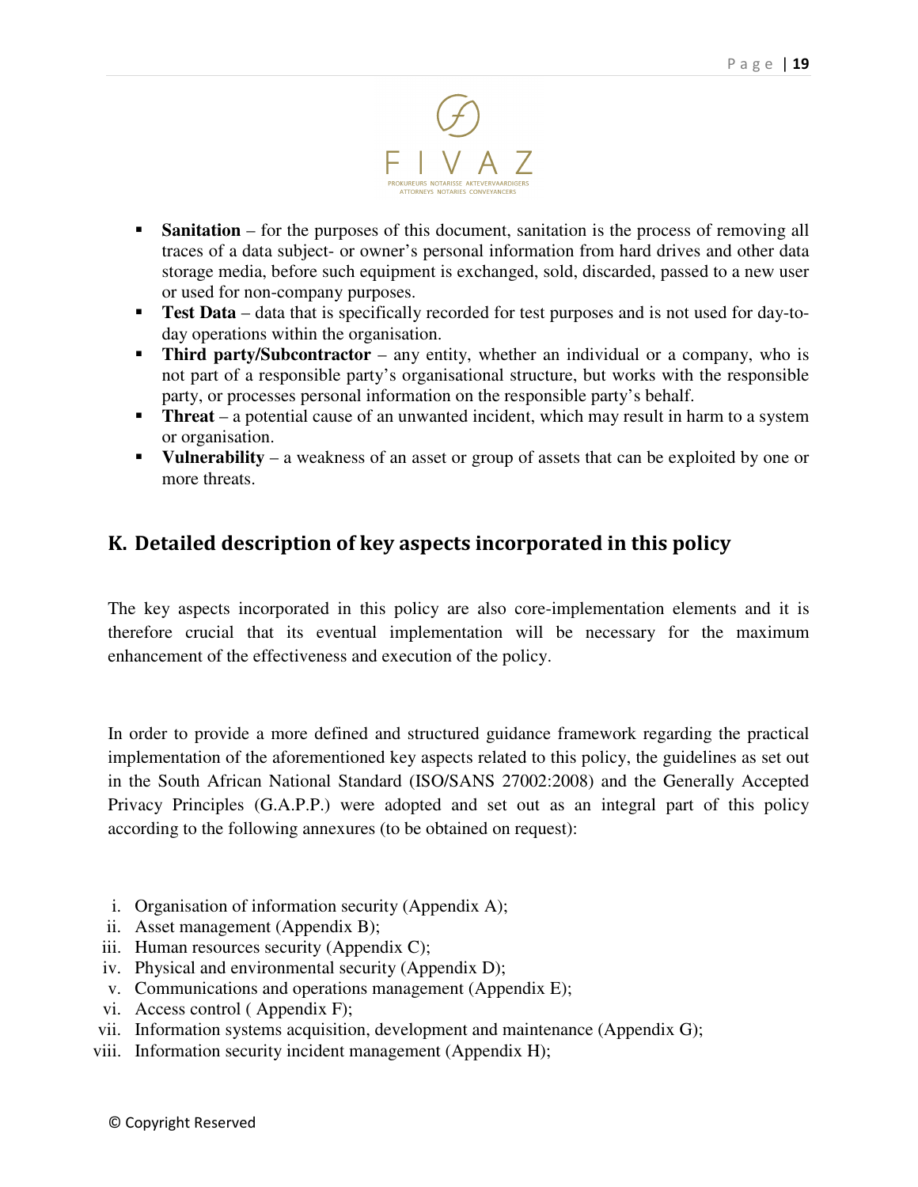- **Sanitation** – for the purposes of this document, sanitation is the process of removing all traces of a data subject- or owner's personal information from hard drives and other data storage media, before such equipment is exchanged, sold, discarded, passed to a new user or used for non-company purposes.
- **Test Data** – data that is specifically recorded for test purposes and is not used for day-to-day operations within the organisation.
- **Third party/Subcontractor** – any entity, whether an individual or a company, who is not part of a responsible party's organisational structure, but works with the responsible party, or processes personal information on the responsible party's behalf.
- **Threat** – a potential cause of an unwanted incident, which may result in harm to a system or organisation.
- **Vulnerability** – a weakness of an asset or group of assets that can be exploited by one or more threats.

## K. Detailed description of key aspects incorporated in this policy

The key aspects incorporated in this policy are also core-implementation elements and it is therefore crucial that its eventual implementation will be necessary for the maximum enhancement of the effectiveness and execution of the policy.

In order to provide a more defined and structured guidance framework regarding the practical implementation of the aforementioned key aspects related to this policy, the guidelines as set out in the South African National Standard (ISO/SANS 27002:2008) and the Generally Accepted Privacy Principles (G.A.P.P.) were adopted and set out as an integral part of this policy according to the following annexures (to be obtained on request):

i. Organisation of information security (Appendix A);
ii. Asset management (Appendix B);
iii. Human resources security (Appendix C);
iv. Physical and environmental security (Appendix D);
v. Communications and operations management (Appendix E);
vi. Access control ( Appendix F);
vii. Information systems acquisition, development and maintenance (Appendix G);
viii. Information security incident management (Appendix H);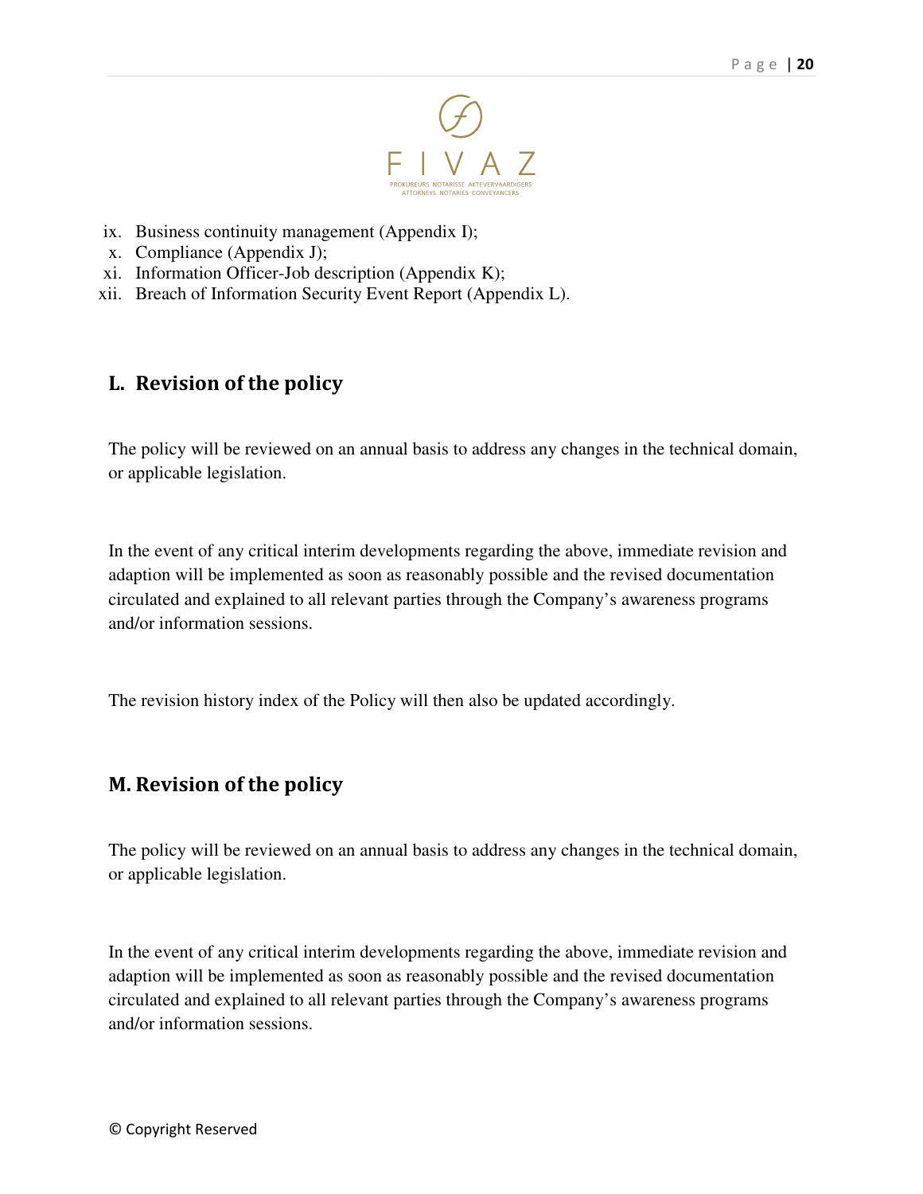ix. Business continuity management (Appendix I);
x. Compliance (Appendix J);
xi. Information Officer-Job description (Appendix K);
xii. Breach of Information Security Event Report (Appendix L).

## L. Revision of the policy

The policy will be reviewed on an annual basis to address any changes in the technical domain, or applicable legislation.

In the event of any critical interim developments regarding the above, immediate revision and adaption will be implemented as soon as reasonably possible and the revised documentation circulated and explained to all relevant parties through the Company's awareness programs and/or information sessions.

The revision history index of the Policy will then also be updated accordingly.

## M. Revision of the policy

The policy will be reviewed on an annual basis to address any changes in the technical domain, or applicable legislation.

In the event of any critical interim developments regarding the above, immediate revision and adaption will be implemented as soon as reasonably possible and the revised documentation circulated and explained to all relevant parties through the Company's awareness programs and/or information sessions.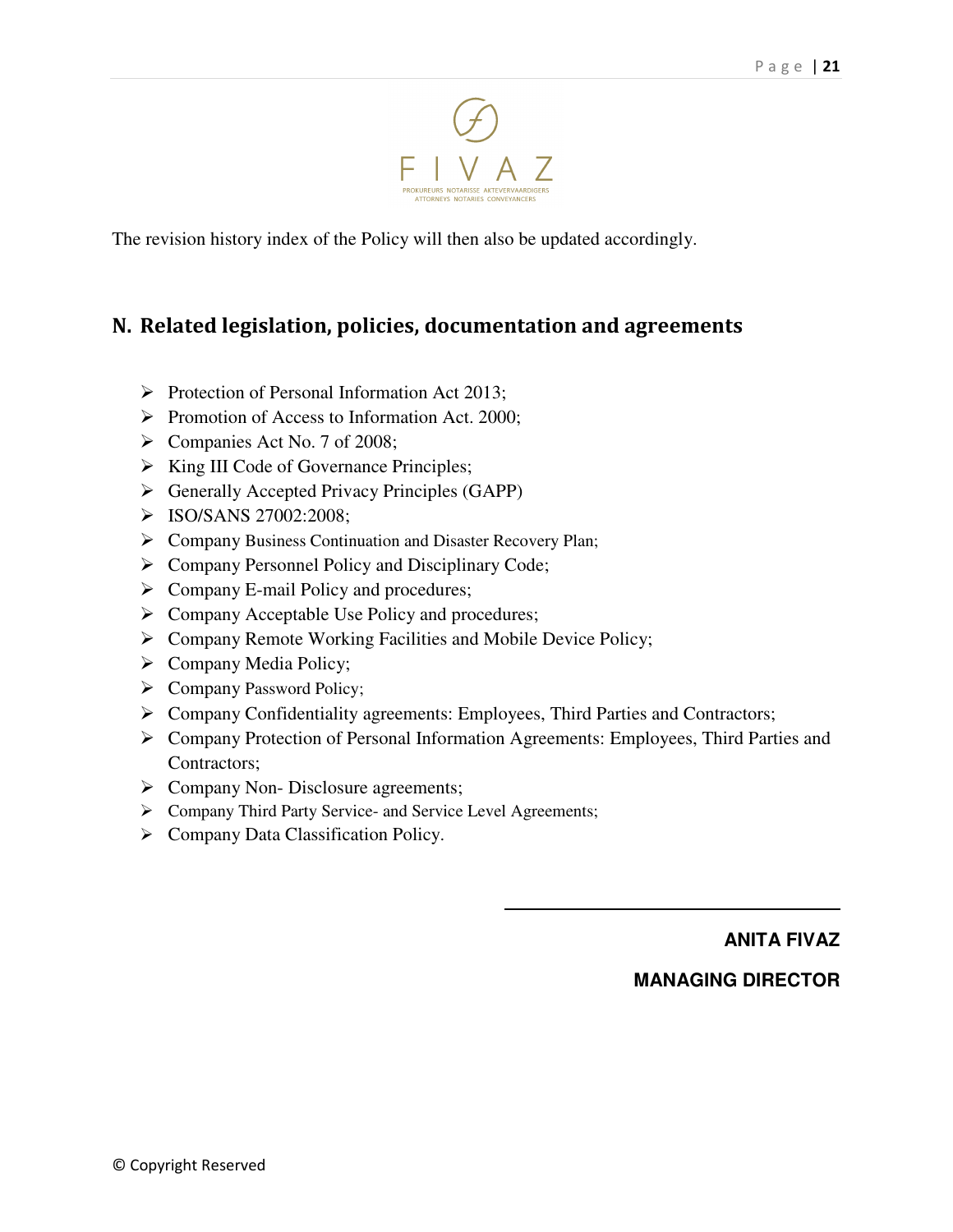The revision history index of the Policy will then also be updated accordingly.

## N. Related legislation, policies, documentation and agreements

- Protection of Personal Information Act 2013;
- Promotion of Access to Information Act. 2000;
- Companies Act No. 7 of 2008;
- King III Code of Governance Principles;
- Generally Accepted Privacy Principles (GAPP)
- ISO/SANS 27002:2008;
- Company Business Continuation and Disaster Recovery Plan;
- Company Personnel Policy and Disciplinary Code;
- Company E-mail Policy and procedures;
- Company Acceptable Use Policy and procedures;
- Company Remote Working Facilities and Mobile Device Policy;
- Company Media Policy;
- Company Password Policy;
- Company Confidentiality agreements: Employees, Third Parties and Contractors;
- Company Protection of Personal Information Agreements: Employees, Third Parties and Contractors;
- Company Non- Disclosure agreements;
- Company Third Party Service- and Service Level Agreements;
- Company Data Classification Policy.

**ANITA FIVAZ**

**MANAGING DIRECTOR**

© Copyright Reserved